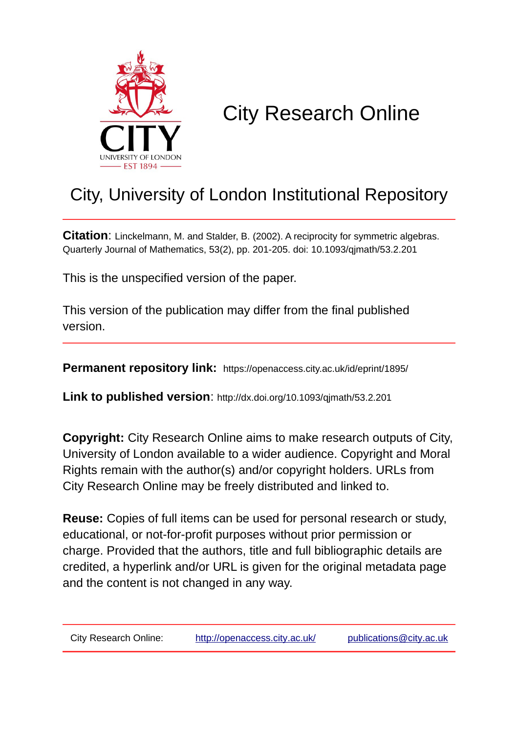# City Research Online

## City, University of London Institutional Repository

**Citation**: Linckelmann, M. and Stalder, B. (2002). A reciprocity for symmetric algebras. Quarterly Journal of Mathematics, 53(2), pp. 201-205. doi: 10.1093/qjmath/53.2.201

This is the unspecified version of the paper.

This version of the publication may differ from the final published version.

**Permanent repository link:** https://openaccess.city.ac.uk/id/eprint/1895/

**Link to published version**: http://dx.doi.org/10.1093/qjmath/53.2.201

**Copyright:** City Research Online aims to make research outputs of City, University of London available to a wider audience. Copyright and Moral Rights remain with the author(s) and/or copyright holders. URLs from City Research Online may be freely distributed and linked to.

**Reuse:** Copies of full items can be used for personal research or study, educational, or not-for-profit purposes without prior permission or charge. Provided that the authors, title and full bibliographic details are credited, a hyperlink and/or URL is given for the original metadata page and the content is not changed in any way.

City Research Online: http://openaccess.city.ac.uk/ publications@city.ac.uk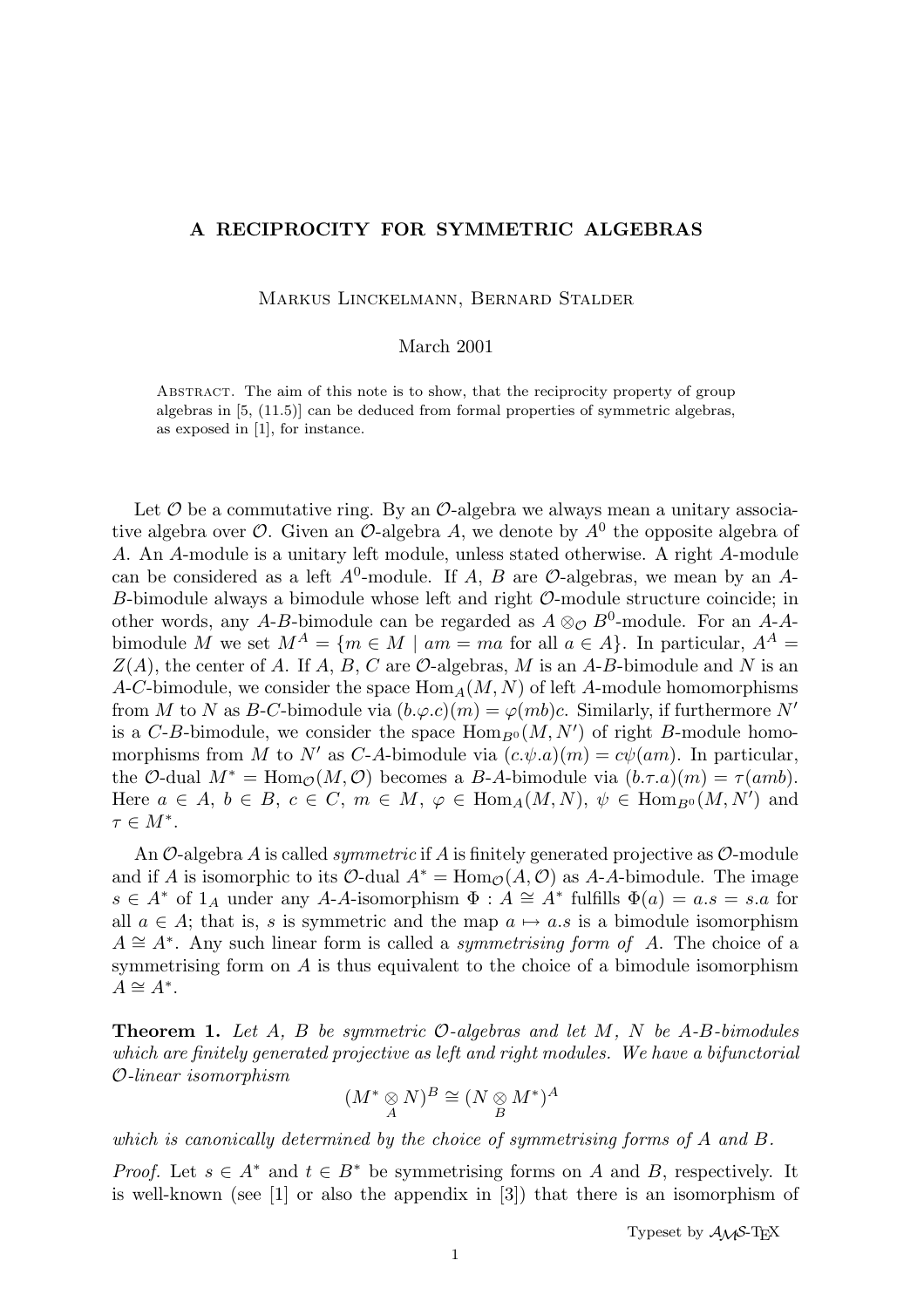# A RECIPROCITY FOR SYMMETRIC ALGEBRAS

Markus Linckelmann, Bernard Stalder

March 2001

Abstract. The aim of this note is to show, that the reciprocity property of group algebras in [5, (11.5)] can be deduced from formal properties of symmetric algebras, as exposed in [1], for instance.

Let $\mathcal{O}$ be a commutative ring. By an $\mathcal{O}$-algebra we always mean a unitary associative algebra over $\mathcal{O}$. Given an $\mathcal{O}$-algebra $A$, we denote by $A^0$ the opposite algebra of $A$. An $A$-module is a unitary left module, unless stated otherwise. A right $A$-module can be considered as a left $A^0$-module. If $A$, $B$ are $\mathcal{O}$-algebras, we mean by an $A$-$B$-bimodule always a bimodule whose left and right $\mathcal{O}$-module structure coincide; in other words, any $A$-$B$-bimodule can be regarded as $A \otimes_{\mathcal{O}} B^0$-module. For an $A$-$A$-bimodule $M$ we set $M^A = \{m \in M \mid am = ma \text{ for all } a \in A\}$. In particular, $A^A = Z(A)$, the center of $A$. If $A$, $B$, $C$ are $\mathcal{O}$-algebras, $M$ is an $A$-$B$-bimodule and $N$ is an $A$-$C$-bimodule, we consider the space $\mathrm{Hom}_A(M, N)$ of left $A$-module homomorphisms from $M$ to $N$ as $B$-$C$-bimodule via $(b.\varphi.c)(m) = \varphi(mb)c$. Similarly, if furthermore $N'$ is a $C$-$B$-bimodule, we consider the space $\mathrm{Hom}_{B^0}(M, N')$ of right $B$-module homomorphisms from $M$ to $N'$ as $C$-$A$-bimodule via $(c.\psi.a)(m) = c\psi(am)$. In particular, the $\mathcal{O}$-dual $M^* = \mathrm{Hom}_{\mathcal{O}}(M, \mathcal{O})$ becomes a $B$-$A$-bimodule via $(b.\tau.a)(m) = \tau(amb)$. Here $a \in A$, $b \in B$, $c \in C$, $m \in M$, $\varphi \in \mathrm{Hom}_A(M, N)$, $\psi \in \mathrm{Hom}_{B^0}(M, N')$ and $\tau \in M^*$.

An $\mathcal{O}$-algebra $A$ is called *symmetric* if $A$ is finitely generated projective as $\mathcal{O}$-module and if $A$ is isomorphic to its $\mathcal{O}$-dual $A^* = \mathrm{Hom}_{\mathcal{O}}(A, \mathcal{O})$ as $A$-$A$-bimodule. The image $s \in A^*$ of $1_A$ under any $A$-$A$-isomorphism $\Phi : A \cong A^*$ fulfills $\Phi(a) = a.s = s.a$ for all $a \in A$; that is, $s$ is symmetric and the map $a \mapsto a.s$ is a bimodule isomorphism $A \cong A^*$. Any such linear form is called a *symmetrising form of* $A$. The choice of a symmetrising form on $A$ is thus equivalent to the choice of a bimodule isomorphism $A \cong A^*$.

**Theorem 1.** *Let $A$, $B$ be symmetric $\mathcal{O}$-algebras and let $M$, $N$ be $A$-$B$-bimodules which are finitely generated projective as left and right modules. We have a bifunctorial $\mathcal{O}$-linear isomorphism*

$$(M^* \underset{A}{\otimes} N)^B \cong (N \underset{B}{\otimes} M^*)^A$$

*which is canonically determined by the choice of symmetrising forms of $A$ and $B$.*

*Proof.* Let $s \in A^*$ and $t \in B^*$ be symmetrising forms on $A$ and $B$, respectively. It is well-known (see [1] or also the appendix in [3]) that there is an isomorphism of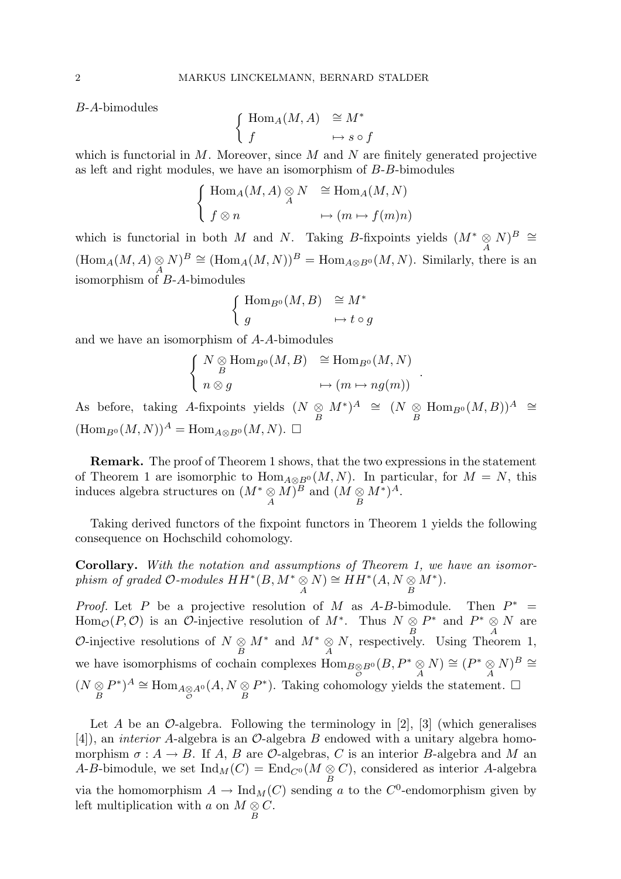$B$-$A$-bimodules

$$\begin{cases} \mathrm{Hom}_A(M, A) & \cong M^* \\ f & \mapsto s \circ f \end{cases}$$

which is functorial in $M$. Moreover, since $M$ and $N$ are finitely generated projective as left and right modules, we have an isomorphism of $B$-$B$-bimodules

$$\begin{cases} \mathrm{Hom}_A(M, A) \underset{A}{\otimes} N & \cong \mathrm{Hom}_A(M, N) \\ f \otimes n & \mapsto (m \mapsto f(m)n) \end{cases}$$

which is functorial in both $M$ and $N$. Taking $B$-fixpoints yields $(M^* \underset{A}{\otimes} N)^B \cong (\mathrm{Hom}_A(M, A) \underset{A}{\otimes} N)^B \cong (\mathrm{Hom}_A(M, N))^B = \mathrm{Hom}_{A \otimes B^0}(M, N)$. Similarly, there is an isomorphism of $B$-$A$-bimodules

$$\begin{cases} \mathrm{Hom}_{B^0}(M, B) & \cong M^* \\ g & \mapsto t \circ g \end{cases}$$

and we have an isomorphism of $A$-$A$-bimodules

$$\begin{cases} N \underset{B}{\otimes} \mathrm{Hom}_{B^0}(M, B) & \cong \mathrm{Hom}_{B^0}(M, N) \\ n \otimes g & \mapsto (m \mapsto ng(m)) \end{cases}.$$

As before, taking $A$-fixpoints yields $(N \underset{B}{\otimes} M^*)^A \cong (N \underset{B}{\otimes} \mathrm{Hom}_{B^0}(M, B))^A \cong (\mathrm{Hom}_{B^0}(M, N))^A = \mathrm{Hom}_{A \otimes B^0}(M, N)$. $\square$

**Remark.** The proof of Theorem 1 shows, that the two expressions in the statement of Theorem 1 are isomorphic to $\mathrm{Hom}_{A \otimes B^0}(M, N)$. In particular, for $M = N$, this induces algebra structures on $(M^* \underset{A}{\otimes} M)^B$ and $(M \underset{B}{\otimes} M^*)^A$.

Taking derived functors of the fixpoint functors in Theorem 1 yields the following consequence on Hochschild cohomology.

**Corollary.** *With the notation and assumptions of Theorem 1, we have an isomorphism of graded $\mathcal{O}$-modules $HH^*(B, M^* \underset{A}{\otimes} N) \cong HH^*(A, N \underset{B}{\otimes} M^*)$.*

*Proof.* Let $P$ be a projective resolution of $M$ as $A$-$B$-bimodule. Then $P^* = \mathrm{Hom}_{\mathcal{O}}(P, \mathcal{O})$ is an $\mathcal{O}$-injective resolution of $M^*$. Thus $N \underset{B}{\otimes} P^*$ and $P^* \underset{A}{\otimes} N$ are $\mathcal{O}$-injective resolutions of $N \underset{B}{\otimes} M^*$ and $M^* \underset{A}{\otimes} N$, respectively. Using Theorem 1, we have isomorphisms of cochain complexes $\mathrm{Hom}_{B \underset{\mathcal{O}}{\otimes} B^0}(B, P^* \underset{A}{\otimes} N) \cong (P^* \underset{A}{\otimes} N)^B \cong (N \underset{B}{\otimes} P^*)^A \cong \mathrm{Hom}_{A \underset{\mathcal{O}}{\otimes} A^0}(A, N \underset{B}{\otimes} P^*)$. Taking cohomology yields the statement. $\square$

Let $A$ be an $\mathcal{O}$-algebra. Following the terminology in [2], [3] (which generalises [4]), an *interior* $A$-algebra is an $\mathcal{O}$-algebra $B$ endowed with a unitary algebra homomorphism $\sigma : A \to B$. If $A$, $B$ are $\mathcal{O}$-algebras, $C$ is an interior $B$-algebra and $M$ an $A$-$B$-bimodule, we set $\mathrm{Ind}_M(C) = \mathrm{End}_{C^0}(M \underset{B}{\otimes} C)$, considered as interior $A$-algebra via the homomorphism $A \to \mathrm{Ind}_M(C)$ sending $a$ to the $C^0$-endomorphism given by left multiplication with $a$ on $M \underset{B}{\otimes} C$.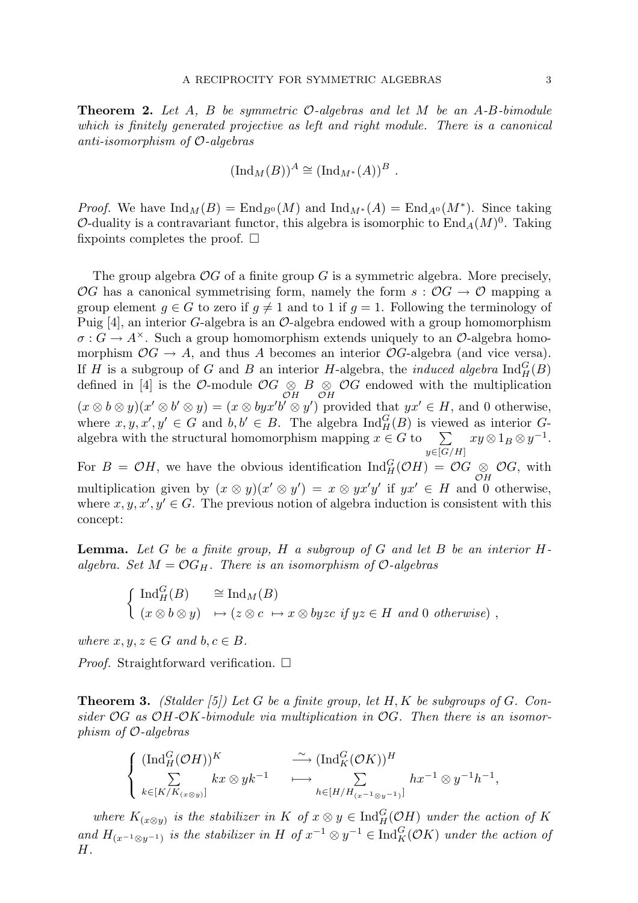**Theorem 2.** *Let $A$, $B$ be symmetric $\mathcal{O}$-algebras and let $M$ be an $A$-$B$-bimodule which is finitely generated projective as left and right module. There is a canonical anti-isomorphism of $\mathcal{O}$-algebras*

$$(\mathrm{Ind}_M(B))^A \cong (\mathrm{Ind}_{M^*}(A))^B \ .$$

*Proof.* We have $\mathrm{Ind}_M(B) = \mathrm{End}_{B^0}(M)$ and $\mathrm{Ind}_{M^*}(A) = \mathrm{End}_{A^0}(M^*)$. Since taking $\mathcal{O}$-duality is a contravariant functor, this algebra is isomorphic to $\mathrm{End}_A(M)^0$. Taking fixpoints completes the proof. $\square$

The group algebra $\mathcal{O}G$ of a finite group $G$ is a symmetric algebra. More precisely, $\mathcal{O}G$ has a canonical symmetrising form, namely the form $s : \mathcal{O}G \to \mathcal{O}$ mapping a group element $g \in G$ to zero if $g \neq 1$ and to 1 if $g = 1$. Following the terminology of Puig [4], an interior $G$-algebra is an $\mathcal{O}$-algebra endowed with a group homomorphism $\sigma : G \to A^\times$. Such a group homomorphism extends uniquely to an $\mathcal{O}$-algebra homomorphism $\mathcal{O}G \to A$, and thus $A$ becomes an interior $\mathcal{O}G$-algebra (and vice versa). If $H$ is a subgroup of $G$ and $B$ an interior $H$-algebra, the *induced algebra* $\mathrm{Ind}_H^G(B)$ defined in [4] is the $\mathcal{O}$-module $\mathcal{O}G \underset{\mathcal{O}H}{\otimes} B \underset{\mathcal{O}H}{\otimes} \mathcal{O}G$ endowed with the multiplication $(x \otimes b \otimes y)(x' \otimes b' \otimes y) = (x \otimes byx'b' \otimes y')$ provided that $yx' \in H$, and 0 otherwise, where $x, y, x', y' \in G$ and $b, b' \in B$. The algebra $\mathrm{Ind}_H^G(B)$ is viewed as interior $G$-algebra with the structural homomorphism mapping $x \in G$ to $\sum_{y \in [G/H]} xy \otimes 1_B \otimes y^{-1}$.
For $B = \mathcal{O}H$, we have the obvious identification $\mathrm{Ind}_H^G(\mathcal{O}H) = \mathcal{O}G \underset{\mathcal{O}H}{\otimes} \mathcal{O}G$, with multiplication given by $(x \otimes y)(x' \otimes y') = x \otimes yx'y'$ if $yx' \in H$ and 0 otherwise, where $x, y, x', y' \in G$. The previous notion of algebra induction is consistent with this concept:

**Lemma.** *Let $G$ be a finite group, $H$ a subgroup of $G$ and let $B$ be an interior $H$-algebra. Set $M = \mathcal{O}G_H$. There is an isomorphism of $\mathcal{O}$-algebras*

$$\begin{cases} \mathrm{Ind}_H^G(B) & \cong \mathrm{Ind}_M(B) \\ (x \otimes b \otimes y) & \mapsto (z \otimes c \ \mapsto x \otimes byzc \ \textit{if } yz \in H \textit{ and } 0 \textit{ otherwise}) \end{cases},$$

*where $x, y, z \in G$ and $b, c \in B$.*

*Proof.* Straightforward verification. $\square$

**Theorem 3.** *(Stalder [5]) Let $G$ be a finite group, let $H, K$ be subgroups of $G$. Consider $\mathcal{O}G$ as $\mathcal{O}H$-$\mathcal{O}K$-bimodule via multiplication in $\mathcal{O}G$. Then there is an isomorphism of $\mathcal{O}$-algebras*

$$\begin{cases} (\mathrm{Ind}_H^G(\mathcal{O}H))^K & \xrightarrow{\sim} (\mathrm{Ind}_K^G(\mathcal{O}K))^H \\ \sum\limits_{k \in [K/K_{(x \otimes y)}]} kx \otimes yk^{-1} & \longmapsto \sum\limits_{h \in [H/H_{(x^{-1} \otimes y^{-1})}]} hx^{-1} \otimes y^{-1}h^{-1}, \end{cases}$$

*where $K_{(x \otimes y)}$ is the stabilizer in $K$ of $x \otimes y \in \mathrm{Ind}_H^G(\mathcal{O}H)$ under the action of $K$ and $H_{(x^{-1} \otimes y^{-1})}$ is the stabilizer in $H$ of $x^{-1} \otimes y^{-1} \in \mathrm{Ind}_K^G(\mathcal{O}K)$ under the action of $H$.*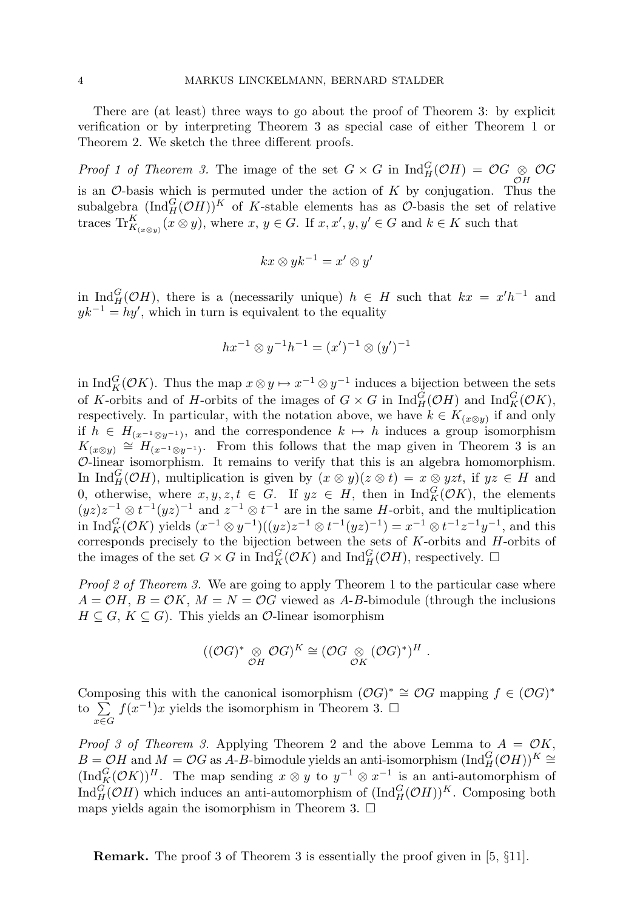There are (at least) three ways to go about the proof of Theorem 3: by explicit verification or by interpreting Theorem 3 as special case of either Theorem 1 or Theorem 2. We sketch the three different proofs.

*Proof 1 of Theorem 3.* The image of the set $G \times G$ in $\mathrm{Ind}_H^G(\mathcal{O}H) = \mathcal{O}G \underset{\mathcal{O}H}{\otimes} \mathcal{O}G$ is an $\mathcal{O}$-basis which is permuted under the action of $K$ by conjugation. Thus the subalgebra $(\mathrm{Ind}_H^G(\mathcal{O}H))^K$ of $K$-stable elements has as $\mathcal{O}$-basis the set of relative traces $\mathrm{Tr}_{K_{(x\otimes y)}}^K(x \otimes y)$, where $x,\, y \in G$. If $x, x', y, y' \in G$ and $k \in K$ such that

$$kx \otimes yk^{-1} = x' \otimes y'$$

in $\mathrm{Ind}_H^G(\mathcal{O}H)$, there is a (necessarily unique) $h \in H$ such that $kx = x'h^{-1}$ and $yk^{-1} = hy'$, which in turn is equivalent to the equality

$$hx^{-1} \otimes y^{-1}h^{-1} = (x')^{-1} \otimes (y')^{-1}$$

in $\mathrm{Ind}_K^G(\mathcal{O}K)$. Thus the map $x \otimes y \mapsto x^{-1} \otimes y^{-1}$ induces a bijection between the sets of $K$-orbits and of $H$-orbits of the images of $G \times G$ in $\mathrm{Ind}_H^G(\mathcal{O}H)$ and $\mathrm{Ind}_K^G(\mathcal{O}K)$, respectively. In particular, with the notation above, we have $k \in K_{(x\otimes y)}$ if and only if $h \in H_{(x^{-1}\otimes y^{-1})}$, and the correspondence $k \mapsto h$ induces a group isomorphism $K_{(x\otimes y)} \cong H_{(x^{-1}\otimes y^{-1})}$. From this follows that the map given in Theorem 3 is an $\mathcal{O}$-linear isomorphism. It remains to verify that this is an algebra homomorphism. In $\mathrm{Ind}_H^G(\mathcal{O}H)$, multiplication is given by $(x \otimes y)(z \otimes t) = x \otimes yzt$, if $yz \in H$ and 0, otherwise, where $x, y, z, t \in G$. If $yz \in H$, then in $\mathrm{Ind}_K^G(\mathcal{O}K)$, the elements $(yz)z^{-1} \otimes t^{-1}(yz)^{-1}$ and $z^{-1} \otimes t^{-1}$ are in the same $H$-orbit, and the multiplication in $\mathrm{Ind}_K^G(\mathcal{O}K)$ yields $(x^{-1} \otimes y^{-1})((yz)z^{-1} \otimes t^{-1}(yz)^{-1}) = x^{-1} \otimes t^{-1}z^{-1}y^{-1}$, and this corresponds precisely to the bijection between the sets of $K$-orbits and $H$-orbits of the images of the set $G \times G$ in $\mathrm{Ind}_K^G(\mathcal{O}K)$ and $\mathrm{Ind}_H^G(\mathcal{O}H)$, respectively. $\square$

*Proof 2 of Theorem 3.* We are going to apply Theorem 1 to the particular case where $A = \mathcal{O}H$, $B = \mathcal{O}K$, $M = N = \mathcal{O}G$ viewed as $A$-$B$-bimodule (through the inclusions $H \subseteq G$, $K \subseteq G$). This yields an $\mathcal{O}$-linear isomorphism

$$((\mathcal{O}G)^* \underset{\mathcal{O}H}{\otimes} \mathcal{O}G)^K \cong (\mathcal{O}G \underset{\mathcal{O}K}{\otimes} (\mathcal{O}G)^*)^H\ .$$

Composing this with the canonical isomorphism $(\mathcal{O}G)^* \cong \mathcal{O}G$ mapping $f \in (\mathcal{O}G)^*$ to $\sum_{x\in G} f(x^{-1})x$ yields the isomorphism in Theorem 3. $\square$

*Proof 3 of Theorem 3.* Applying Theorem 2 and the above Lemma to $A = \mathcal{O}K$, $B = \mathcal{O}H$ and $M = \mathcal{O}G$ as $A$-$B$-bimodule yields an anti-isomorphism $(\mathrm{Ind}_H^G(\mathcal{O}H))^K \cong (\mathrm{Ind}_K^G(\mathcal{O}K))^H$. The map sending $x \otimes y$ to $y^{-1} \otimes x^{-1}$ is an anti-automorphism of $\mathrm{Ind}_H^G(\mathcal{O}H)$ which induces an anti-automorphism of $(\mathrm{Ind}_H^G(\mathcal{O}H))^K$. Composing both maps yields again the isomorphism in Theorem 3. $\square$

**Remark.** The proof 3 of Theorem 3 is essentially the proof given in [5, §11].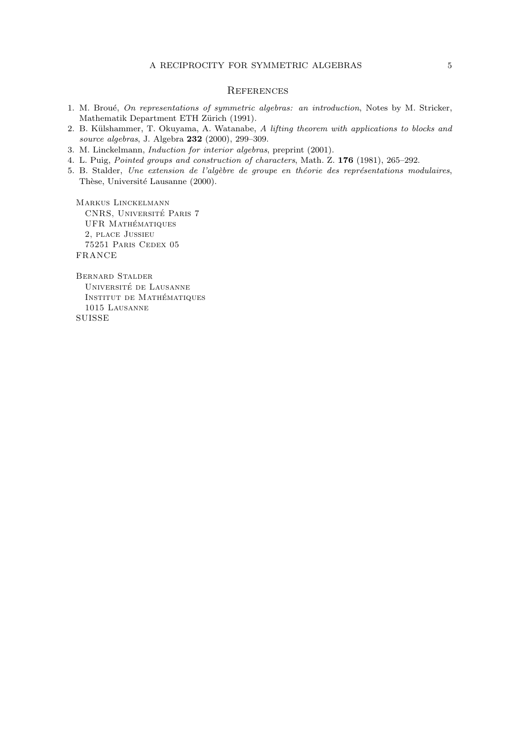## References

1. M. Broué, *On representations of symmetric algebras: an introduction*, Notes by M. Stricker, Mathematik Department ETH Zürich (1991).
2. B. Külshammer, T. Okuyama, A. Watanabe, *A lifting theorem with applications to blocks and source algebras*, J. Algebra **232** (2000), 299–309.
3. M. Linckelmann, *Induction for interior algebras*, preprint (2001).
4. L. Puig, *Pointed groups and construction of characters*, Math. Z. **176** (1981), 265–292.
5. B. Stalder, *Une extension de l'algèbre de groupe en théorie des représentations modulaires*, Thèse, Université Lausanne (2000).

Markus Linckelmann
CNRS, Université Paris 7
UFR Mathématiques
2, place Jussieu
75251 Paris Cedex 05
FRANCE

Bernard Stalder
Université de Lausanne
Institut de Mathématiques
1015 Lausanne
SUISSE